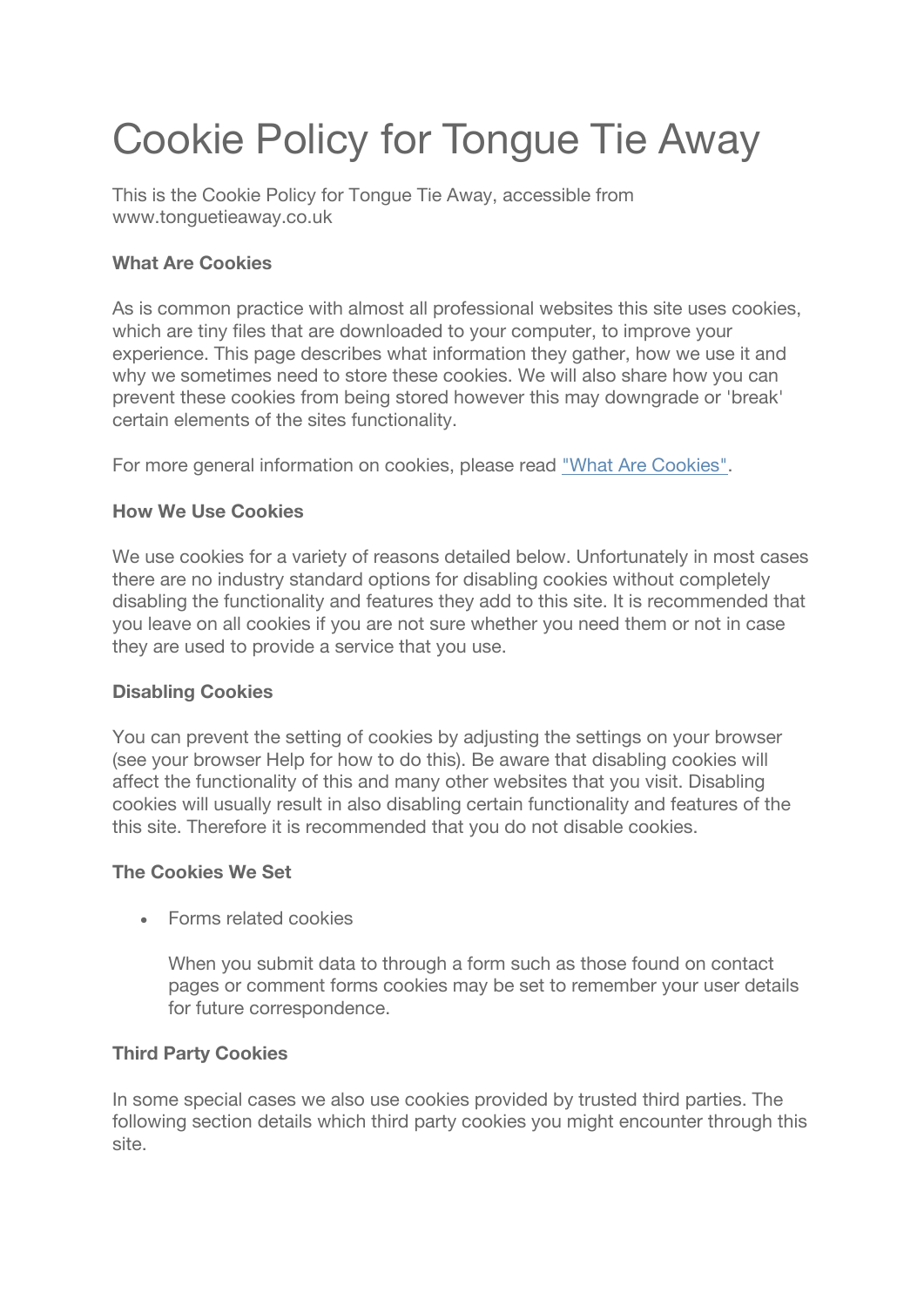# Cookie Policy for Tongue Tie Away

This is the Cookie Policy for Tongue Tie Away, accessible from www.tonguetieaway.co.uk

**What Are Cookies**

As is common practice with almost all professional websites this site uses cookies, which are tiny files that are downloaded to your computer, to improve your experience. This page describes what information they gather, how we use it and why we sometimes need to store these cookies. We will also share how you can prevent these cookies from being stored however this may downgrade or 'break' certain elements of the sites functionality.

For more general information on cookies, please read "What Are Cookies".

**How We Use Cookies**

We use cookies for a variety of reasons detailed below. Unfortunately in most cases there are no industry standard options for disabling cookies without completely disabling the functionality and features they add to this site. It is recommended that you leave on all cookies if you are not sure whether you need them or not in case they are used to provide a service that you use.

**Disabling Cookies**

You can prevent the setting of cookies by adjusting the settings on your browser (see your browser Help for how to do this). Be aware that disabling cookies will affect the functionality of this and many other websites that you visit. Disabling cookies will usually result in also disabling certain functionality and features of the this site. Therefore it is recommended that you do not disable cookies.

**The Cookies We Set**

- Forms related cookies

  When you submit data to through a form such as those found on contact pages or comment forms cookies may be set to remember your user details for future correspondence.

**Third Party Cookies**

In some special cases we also use cookies provided by trusted third parties. The following section details which third party cookies you might encounter through this site.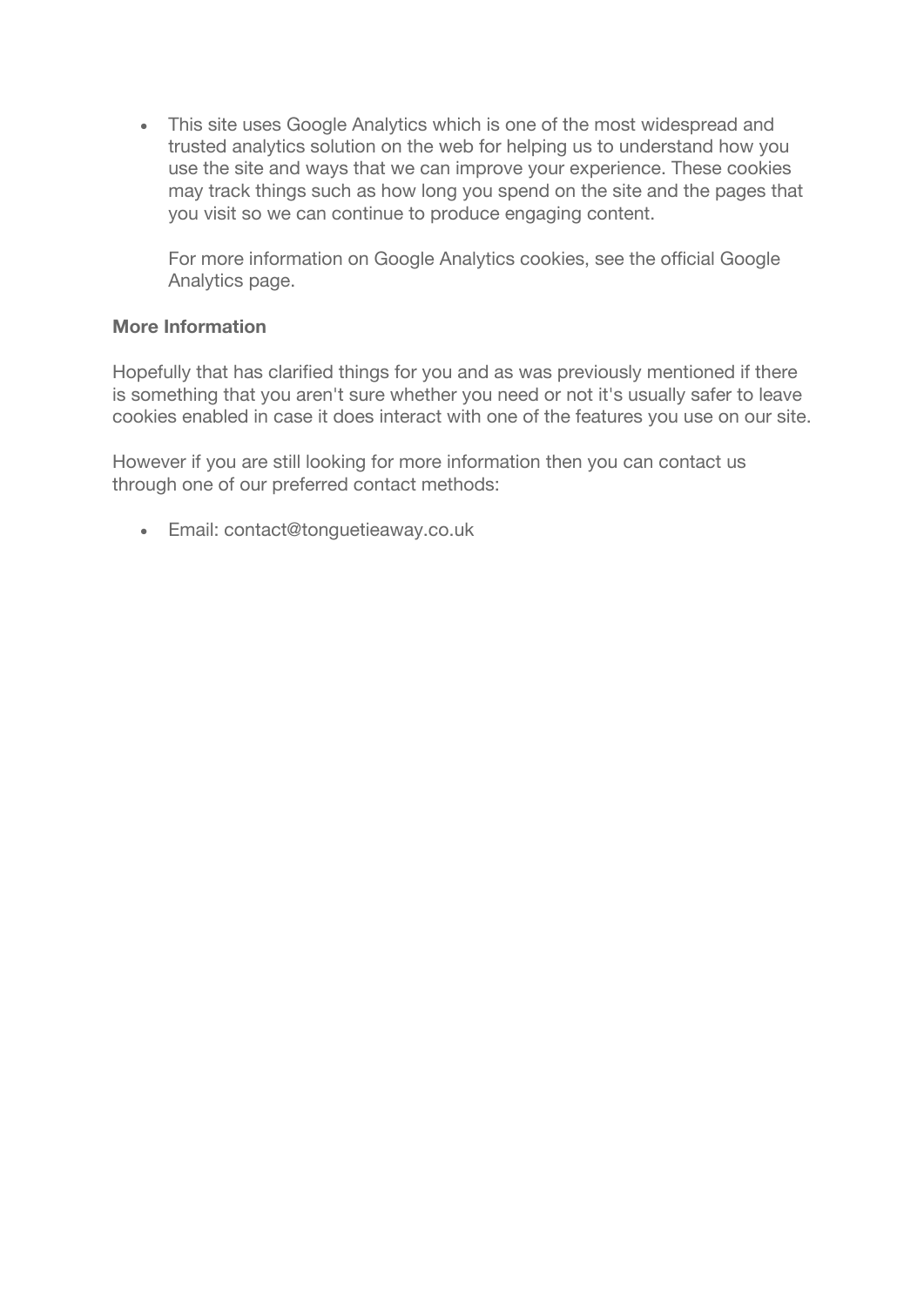- This site uses Google Analytics which is one of the most widespread and trusted analytics solution on the web for helping us to understand how you use the site and ways that we can improve your experience. These cookies may track things such as how long you spend on the site and the pages that you visit so we can continue to produce engaging content.

  For more information on Google Analytics cookies, see the official Google Analytics page.

**More Information**

Hopefully that has clarified things for you and as was previously mentioned if there is something that you aren't sure whether you need or not it's usually safer to leave cookies enabled in case it does interact with one of the features you use on our site.

However if you are still looking for more information then you can contact us through one of our preferred contact methods:

- Email: contact@tonguetieaway.co.uk